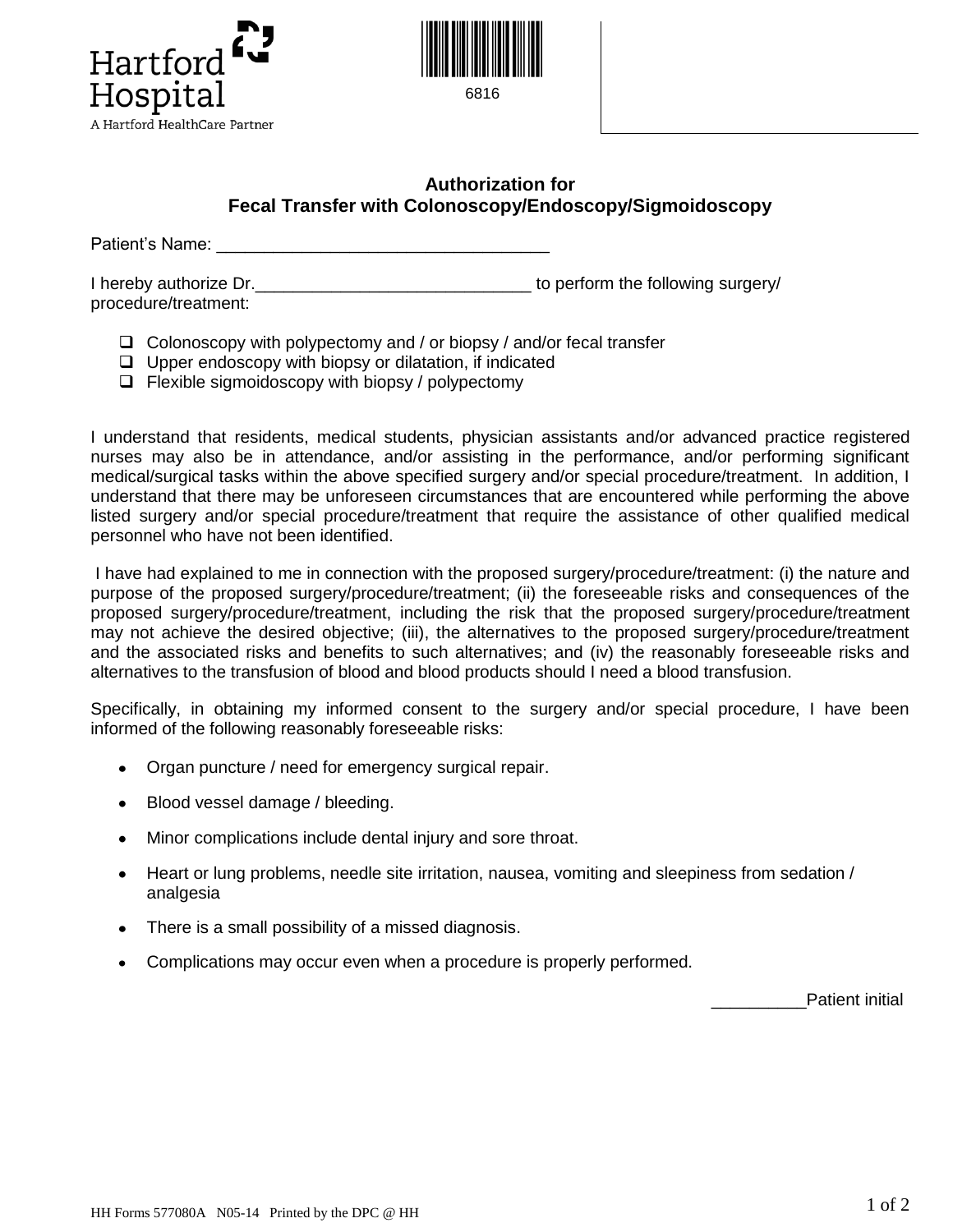Hartford Hospital

A Hartford HealthCare Partner

6816

## Authorization for Fecal Transfer with Colonoscopy/Endoscopy/Sigmoidoscopy

Patient's Name: ___________________________________

I hereby authorize Dr.______________________________ to perform the following surgery/ procedure/treatment:

- ❑ Colonoscopy with polypectomy and / or biopsy / and/or fecal transfer
- ❑ Upper endoscopy with biopsy or dilatation, if indicated
- ❑ Flexible sigmoidoscopy with biopsy / polypectomy

I understand that residents, medical students, physician assistants and/or advanced practice registered nurses may also be in attendance, and/or assisting in the performance, and/or performing significant medical/surgical tasks within the above specified surgery and/or special procedure/treatment. In addition, I understand that there may be unforeseen circumstances that are encountered while performing the above listed surgery and/or special procedure/treatment that require the assistance of other qualified medical personnel who have not been identified.

I have had explained to me in connection with the proposed surgery/procedure/treatment: (i) the nature and purpose of the proposed surgery/procedure/treatment; (ii) the foreseeable risks and consequences of the proposed surgery/procedure/treatment, including the risk that the proposed surgery/procedure/treatment may not achieve the desired objective; (iii), the alternatives to the proposed surgery/procedure/treatment and the associated risks and benefits to such alternatives; and (iv) the reasonably foreseeable risks and alternatives to the transfusion of blood and blood products should I need a blood transfusion.

Specifically, in obtaining my informed consent to the surgery and/or special procedure, I have been informed of the following reasonably foreseeable risks:

- Organ puncture / need for emergency surgical repair.
- Blood vessel damage / bleeding.
- Minor complications include dental injury and sore throat.
- Heart or lung problems, needle site irritation, nausea, vomiting and sleepiness from sedation / analgesia
- There is a small possibility of a missed diagnosis.
- Complications may occur even when a procedure is properly performed.

__________Patient initial

HH Forms 577080A N05-14 Printed by the DPC @ HH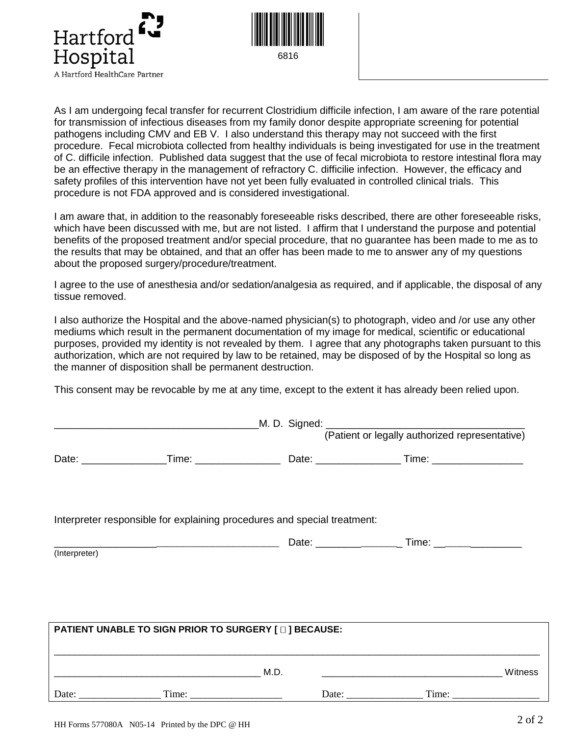Hartford Hospital
A Hartford HealthCare Partner

6816

As I am undergoing fecal transfer for recurrent Clostridium difficile infection, I am aware of the rare potential for transmission of infectious diseases from my family donor despite appropriate screening for potential pathogens including CMV and EB V. I also understand this therapy may not succeed with the first procedure. Fecal microbiota collected from healthy individuals is being investigated for use in the treatment of C. difficile infection. Published data suggest that the use of fecal microbiota to restore intestinal flora may be an effective therapy in the management of refractory C. difficilie infection. However, the efficacy and safety profiles of this intervention have not yet been fully evaluated in controlled clinical trials. This procedure is not FDA approved and is considered investigational.

I am aware that, in addition to the reasonably foreseeable risks described, there are other foreseeable risks, which have been discussed with me, but are not listed. I affirm that I understand the purpose and potential benefits of the proposed treatment and/or special procedure, that no guarantee has been made to me as to the results that may be obtained, and that an offer has been made to me to answer any of my questions about the proposed surgery/procedure/treatment.

I agree to the use of anesthesia and/or sedation/analgesia as required, and if applicable, the disposal of any tissue removed.

I also authorize the Hospital and the above-named physician(s) to photograph, video and /or use any other mediums which result in the permanent documentation of my image for medical, scientific or educational purposes, provided my identity is not revealed by them. I agree that any photographs taken pursuant to this authorization, which are not required by law to be retained, may be disposed of by the Hospital so long as the manner of disposition shall be permanent destruction.

This consent may be revocable by me at any time, except to the extent it has already been relied upon.

___________________________________M. D. Signed: __________________________________
(Patient or legally authorized representative)

Date: _______________Time: _______________ Date: _______________ Time: ________________

Interpreter responsible for explaining procedures and special treatment:

_________________________________________ Date: ________________ Time: __________________
(Interpreter)

**PATIENT UNABLE TO SIGN PRIOR TO SURGERY [ ] BECAUSE:**

_____________________________________________________________________________________

_______________________________________ M.D. __________________________________ Witness

Date: _______________ Time: _________________ Date: ______________ Time: ________________

HH Forms 577080A N05-14 Printed by the DPC @ HH